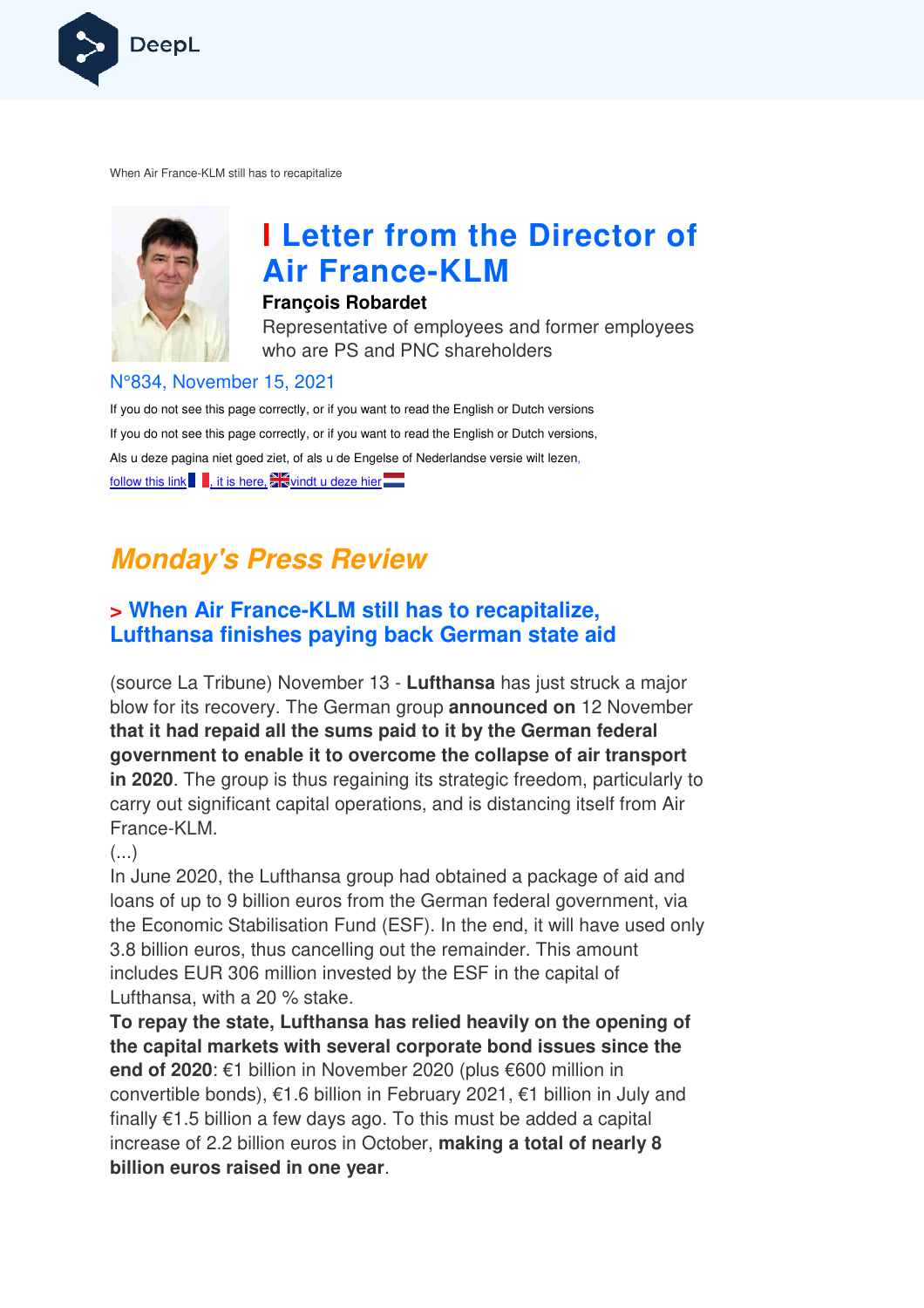When Air France-KLM still has to recapitalize

# Letter from the Director of Air France-KLM

**François Robardet**

Representative of employees and former employees who are PS and PNC shareholders

N°834, November 15, 2021

If you do not see this page correctly, or if you want to read the English or Dutch versions

If you do not see this page correctly, or if you want to read the English or Dutch versions,

Als u deze pagina niet goed ziet, of als u de Engelse of Nederlandse versie wilt lezen,

follow this link, it is here, vindt u deze hier

## *Monday's Press Review*

### > When Air France-KLM still has to recapitalize, Lufthansa finishes paying back German state aid

(source La Tribune) November 13 - **Lufthansa** has just struck a major blow for its recovery. The German group **announced on** 12 November **that it had repaid all the sums paid to it by the German federal government to enable it to overcome the collapse of air transport in 2020**. The group is thus regaining its strategic freedom, particularly to carry out significant capital operations, and is distancing itself from Air France-KLM.

(...)

In June 2020, the Lufthansa group had obtained a package of aid and loans of up to 9 billion euros from the German federal government, via the Economic Stabilisation Fund (ESF). In the end, it will have used only 3.8 billion euros, thus cancelling out the remainder. This amount includes EUR 306 million invested by the ESF in the capital of Lufthansa, with a 20 % stake.

**To repay the state, Lufthansa has relied heavily on the opening of the capital markets with several corporate bond issues since the end of 2020**: €1 billion in November 2020 (plus €600 million in convertible bonds), €1.6 billion in February 2021, €1 billion in July and finally €1.5 billion a few days ago. To this must be added a capital increase of 2.2 billion euros in October, **making a total of nearly 8 billion euros raised in one year**.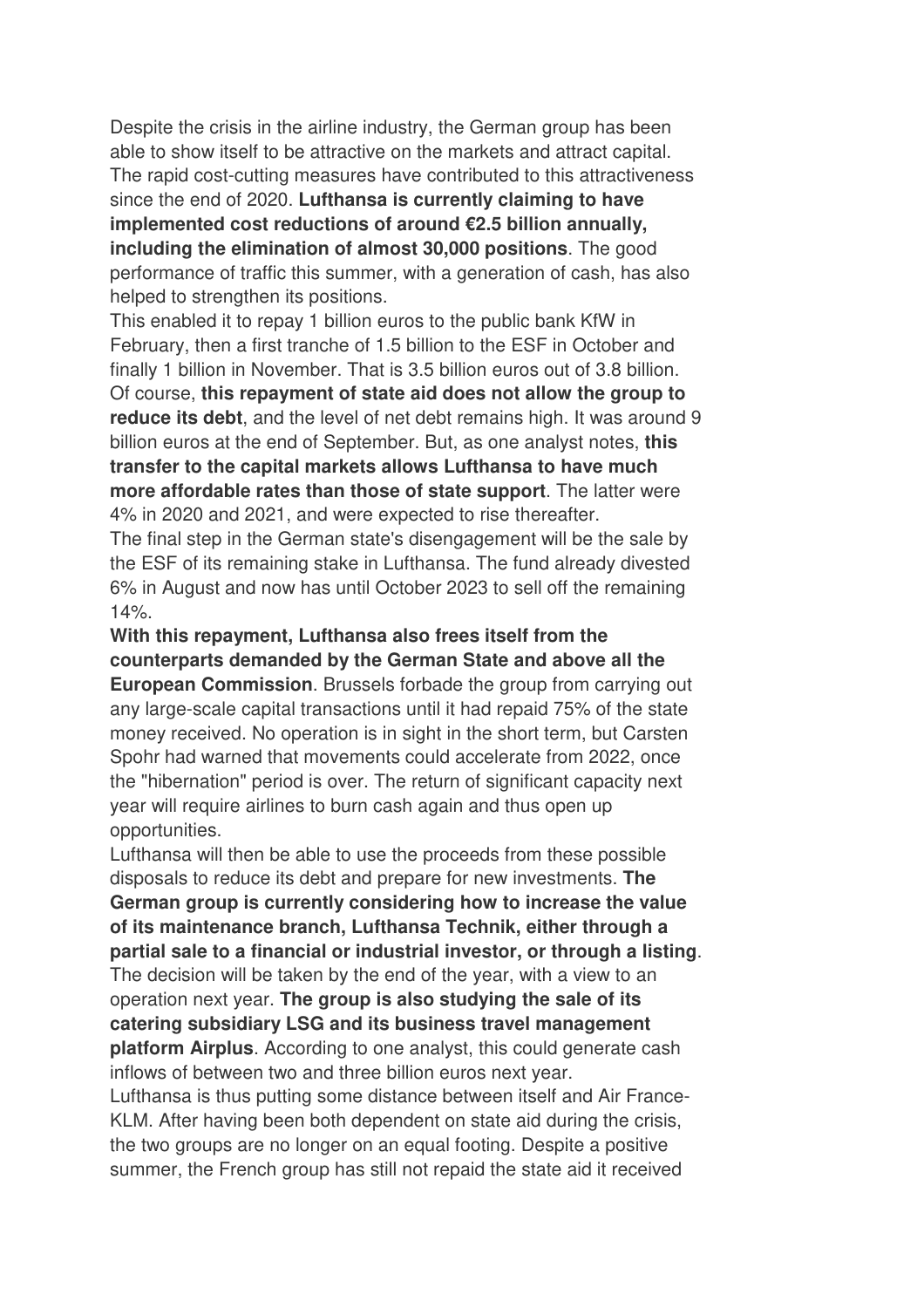Despite the crisis in the airline industry, the German group has been able to show itself to be attractive on the markets and attract capital. The rapid cost-cutting measures have contributed to this attractiveness since the end of 2020. **Lufthansa is currently claiming to have implemented cost reductions of around €2.5 billion annually, including the elimination of almost 30,000 positions**. The good performance of traffic this summer, with a generation of cash, has also helped to strengthen its positions.

This enabled it to repay 1 billion euros to the public bank KfW in February, then a first tranche of 1.5 billion to the ESF in October and finally 1 billion in November. That is 3.5 billion euros out of 3.8 billion. Of course, **this repayment of state aid does not allow the group to reduce its debt**, and the level of net debt remains high. It was around 9 billion euros at the end of September. But, as one analyst notes, **this transfer to the capital markets allows Lufthansa to have much more affordable rates than those of state support**. The latter were 4% in 2020 and 2021, and were expected to rise thereafter.

The final step in the German state's disengagement will be the sale by the ESF of its remaining stake in Lufthansa. The fund already divested 6% in August and now has until October 2023 to sell off the remaining 14%.

**With this repayment, Lufthansa also frees itself from the counterparts demanded by the German State and above all the European Commission**. Brussels forbade the group from carrying out any large-scale capital transactions until it had repaid 75% of the state money received. No operation is in sight in the short term, but Carsten Spohr had warned that movements could accelerate from 2022, once the "hibernation" period is over. The return of significant capacity next year will require airlines to burn cash again and thus open up opportunities.

Lufthansa will then be able to use the proceeds from these possible disposals to reduce its debt and prepare for new investments. **The German group is currently considering how to increase the value of its maintenance branch, Lufthansa Technik, either through a partial sale to a financial or industrial investor, or through a listing**. The decision will be taken by the end of the year, with a view to an operation next year. **The group is also studying the sale of its catering subsidiary LSG and its business travel management platform Airplus**. According to one analyst, this could generate cash inflows of between two and three billion euros next year.

Lufthansa is thus putting some distance between itself and Air France-KLM. After having been both dependent on state aid during the crisis, the two groups are no longer on an equal footing. Despite a positive summer, the French group has still not repaid the state aid it received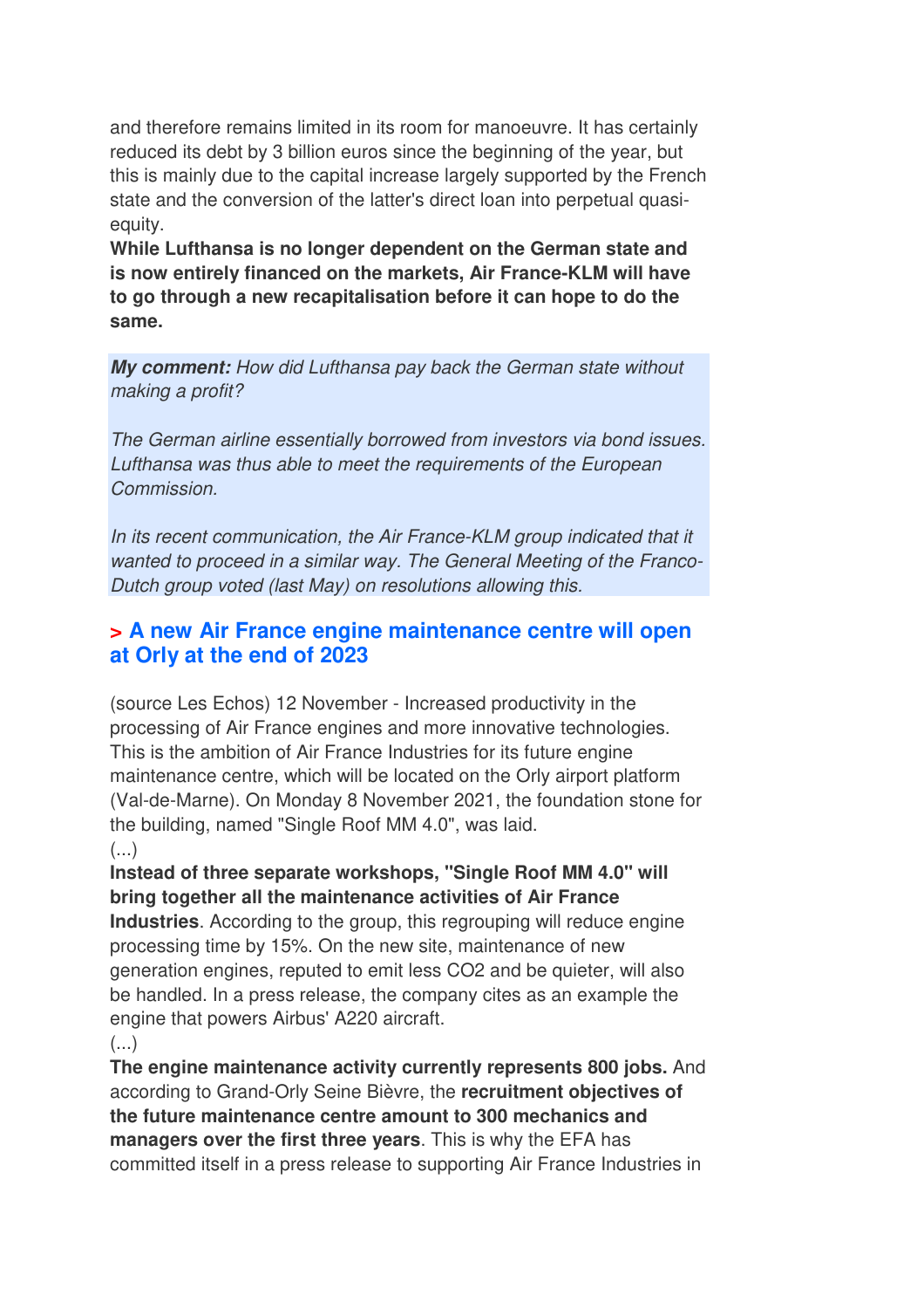and therefore remains limited in its room for manoeuvre. It has certainly reduced its debt by 3 billion euros since the beginning of the year, but this is mainly due to the capital increase largely supported by the French state and the conversion of the latter's direct loan into perpetual quasi-equity.

**While Lufthansa is no longer dependent on the German state and is now entirely financed on the markets, Air France-KLM will have to go through a new recapitalisation before it can hope to do the same.**

***My comment:*** *How did Lufthansa pay back the German state without making a profit?*

*The German airline essentially borrowed from investors via bond issues. Lufthansa was thus able to meet the requirements of the European Commission.*

*In its recent communication, the Air France-KLM group indicated that it wanted to proceed in a similar way. The General Meeting of the Franco-Dutch group voted (last May) on resolutions allowing this.*

## > A new Air France engine maintenance centre will open at Orly at the end of 2023

(source Les Echos) 12 November - Increased productivity in the processing of Air France engines and more innovative technologies. This is the ambition of Air France Industries for its future engine maintenance centre, which will be located on the Orly airport platform (Val-de-Marne). On Monday 8 November 2021, the foundation stone for the building, named "Single Roof MM 4.0", was laid.

(...)

**Instead of three separate workshops, "Single Roof MM 4.0" will bring together all the maintenance activities of Air France Industries**. According to the group, this regrouping will reduce engine processing time by 15%. On the new site, maintenance of new generation engines, reputed to emit less $CO_2$ and be quieter, will also be handled. In a press release, the company cites as an example the engine that powers Airbus' A220 aircraft.

(...)

**The engine maintenance activity currently represents 800 jobs.** And according to Grand-Orly Seine Bièvre, the **recruitment objectives of the future maintenance centre amount to 300 mechanics and managers over the first three years**. This is why the EFA has committed itself in a press release to supporting Air France Industries in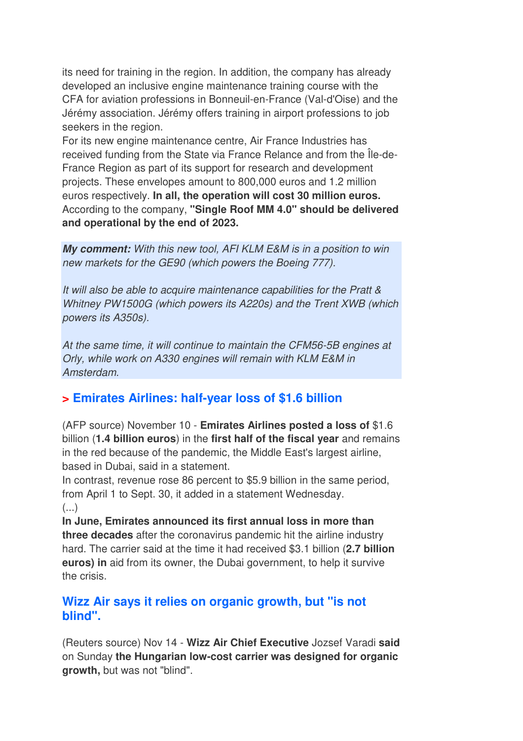its need for training in the region. In addition, the company has already developed an inclusive engine maintenance training course with the CFA for aviation professions in Bonneuil-en-France (Val-d'Oise) and the Jérémy association. Jérémy offers training in airport professions to job seekers in the region.

For its new engine maintenance centre, Air France Industries has received funding from the State via France Relance and from the Île-de-France Region as part of its support for research and development projects. These envelopes amount to 800,000 euros and 1.2 million euros respectively. **In all, the operation will cost 30 million euros.** According to the company, **"Single Roof MM 4.0" should be delivered and operational by the end of 2023.**

***My comment:*** *With this new tool, AFI KLM E&M is in a position to win new markets for the GE90 (which powers the Boeing 777).*

*It will also be able to acquire maintenance capabilities for the Pratt & Whitney PW1500G (which powers its A220s) and the Trent XWB (which powers its A350s).*

*At the same time, it will continue to maintain the CFM56-5B engines at Orly, while work on A330 engines will remain with KLM E&M in Amsterdam.*

## > Emirates Airlines: half-year loss of $1.6 billion

(AFP source) November 10 - **Emirates Airlines posted a loss of** $1.6 billion (**1.4 billion euros**) in the **first half of the fiscal year** and remains in the red because of the pandemic, the Middle East's largest airline, based in Dubai, said in a statement.

In contrast, revenue rose 86 percent to $5.9 billion in the same period, from April 1 to Sept. 30, it added in a statement Wednesday.

(...)

**In June, Emirates announced its first annual loss in more than three decades** after the coronavirus pandemic hit the airline industry hard. The carrier said at the time it had received $3.1 billion (**2.7 billion euros) in** aid from its owner, the Dubai government, to help it survive the crisis.

## Wizz Air says it relies on organic growth, but "is not blind".

(Reuters source) Nov 14 - **Wizz Air Chief Executive** Jozsef Varadi **said** on Sunday **the Hungarian low-cost carrier was designed for organic growth,** but was not "blind".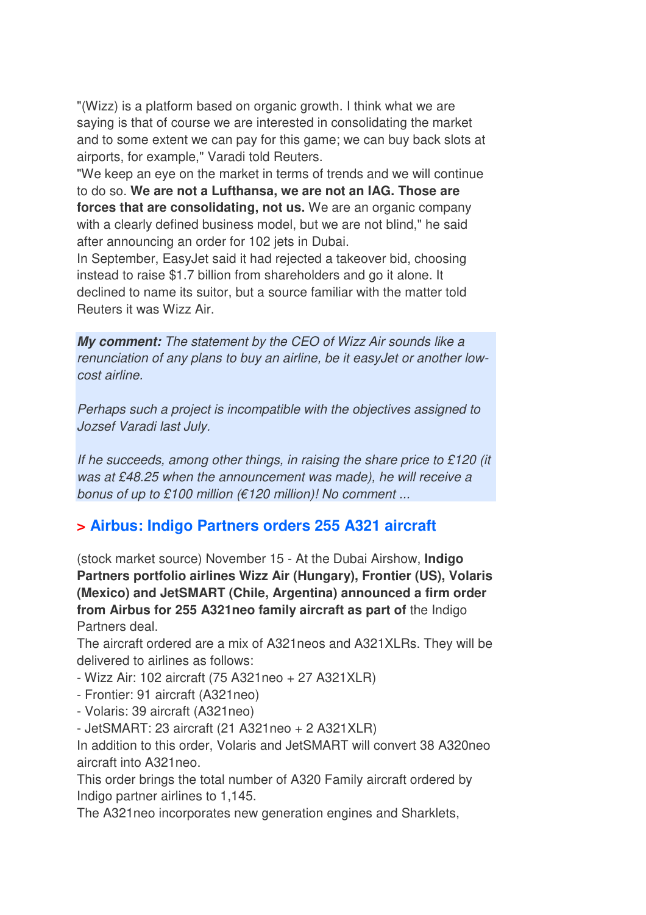"(Wizz) is a platform based on organic growth. I think what we are saying is that of course we are interested in consolidating the market and to some extent we can pay for this game; we can buy back slots at airports, for example," Varadi told Reuters.

"We keep an eye on the market in terms of trends and we will continue to do so. **We are not a Lufthansa, we are not an IAG. Those are forces that are consolidating, not us.** We are an organic company with a clearly defined business model, but we are not blind," he said after announcing an order for 102 jets in Dubai.

In September, EasyJet said it had rejected a takeover bid, choosing instead to raise $1.7 billion from shareholders and go it alone. It declined to name its suitor, but a source familiar with the matter told Reuters it was Wizz Air.

***My comment:*** *The statement by the CEO of Wizz Air sounds like a renunciation of any plans to buy an airline, be it easyJet or another low-cost airline.*

*Perhaps such a project is incompatible with the objectives assigned to Jozsef Varadi last July.*

*If he succeeds, among other things, in raising the share price to £120 (it was at £48.25 when the announcement was made), he will receive a bonus of up to £100 million (€120 million)! No comment ...*

## > Airbus: Indigo Partners orders 255 A321 aircraft

(stock market source) November 15 - At the Dubai Airshow, **Indigo Partners portfolio airlines Wizz Air (Hungary), Frontier (US), Volaris (Mexico) and JetSMART (Chile, Argentina) announced a firm order from Airbus for 255 A321neo family aircraft as part of** the Indigo Partners deal.

The aircraft ordered are a mix of A321neos and A321XLRs. They will be delivered to airlines as follows:

- Wizz Air: 102 aircraft (75 A321neo + 27 A321XLR)
- Frontier: 91 aircraft (A321neo)
- Volaris: 39 aircraft (A321neo)
- JetSMART: 23 aircraft (21 A321neo + 2 A321XLR)

In addition to this order, Volaris and JetSMART will convert 38 A320neo aircraft into A321neo.

This order brings the total number of A320 Family aircraft ordered by Indigo partner airlines to 1,145.

The A321neo incorporates new generation engines and Sharklets,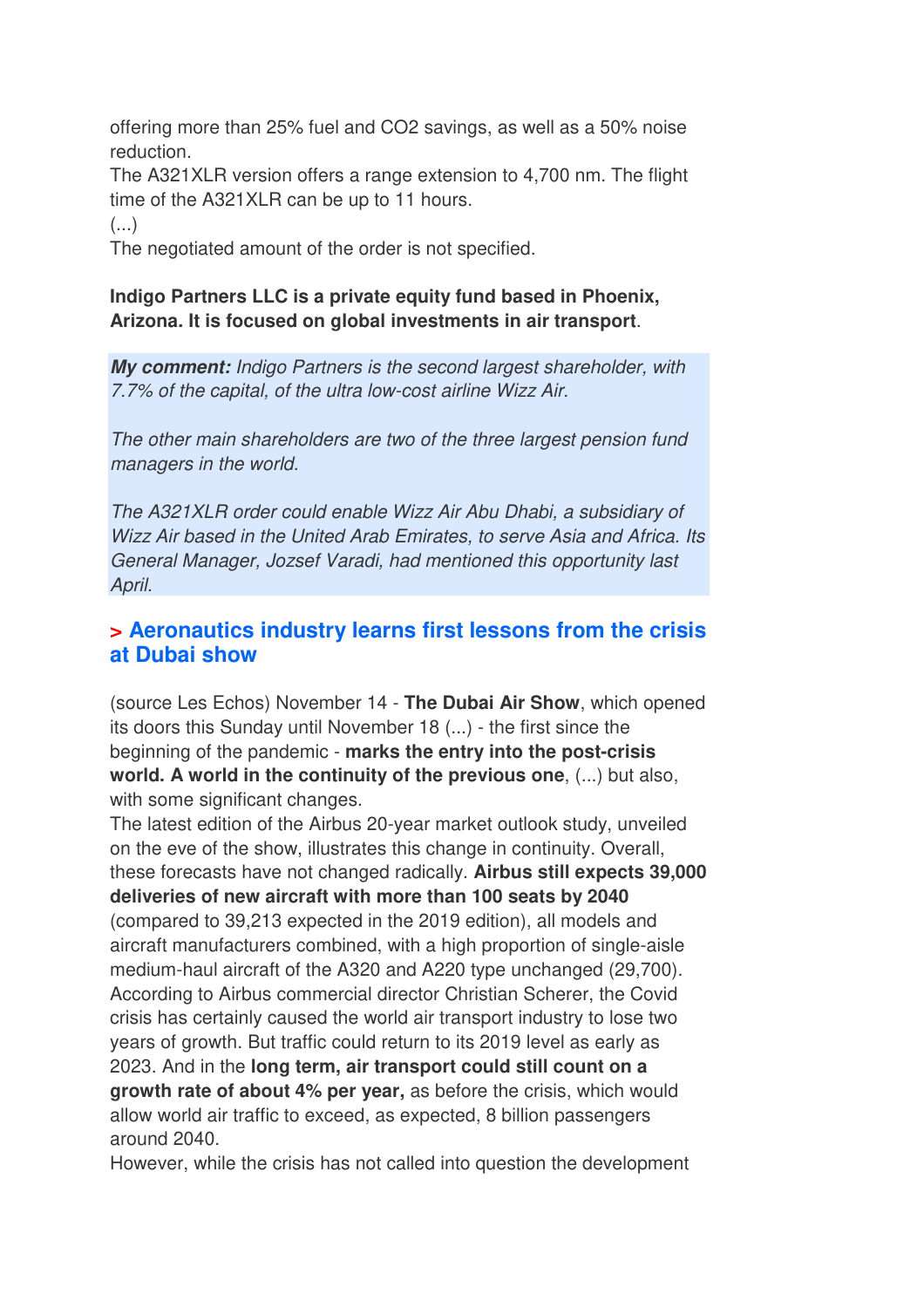offering more than 25% fuel and $CO_2$ savings, as well as a 50% noise reduction.
The A321XLR version offers a range extension to 4,700 nm. The flight time of the A321XLR can be up to 11 hours.
(...)
The negotiated amount of the order is not specified.

**Indigo Partners LLC is a private equity fund based in Phoenix, Arizona. It is focused on global investments in air transport**.

***My comment:*** *Indigo Partners is the second largest shareholder, with 7.7% of the capital, of the ultra low-cost airline Wizz Air.*

*The other main shareholders are two of the three largest pension fund managers in the world.*

*The A321XLR order could enable Wizz Air Abu Dhabi, a subsidiary of Wizz Air based in the United Arab Emirates, to serve Asia and Africa. Its General Manager, Jozsef Varadi, had mentioned this opportunity last April.*

## > Aeronautics industry learns first lessons from the crisis at Dubai show

(source Les Echos) November 14 - **The Dubai Air Show**, which opened its doors this Sunday until November 18 (...) - the first since the beginning of the pandemic - **marks the entry into the post-crisis world. A world in the continuity of the previous one**, (...) but also, with some significant changes.
The latest edition of the Airbus 20-year market outlook study, unveiled on the eve of the show, illustrates this change in continuity. Overall, these forecasts have not changed radically. **Airbus still expects 39,000 deliveries of new aircraft with more than 100 seats by 2040** (compared to 39,213 expected in the 2019 edition), all models and aircraft manufacturers combined, with a high proportion of single-aisle medium-haul aircraft of the A320 and A220 type unchanged (29,700). According to Airbus commercial director Christian Scherer, the Covid crisis has certainly caused the world air transport industry to lose two years of growth. But traffic could return to its 2019 level as early as 2023. And in the **long term, air transport could still count on a growth rate of about 4% per year,** as before the crisis, which would allow world air traffic to exceed, as expected, 8 billion passengers around 2040.
However, while the crisis has not called into question the development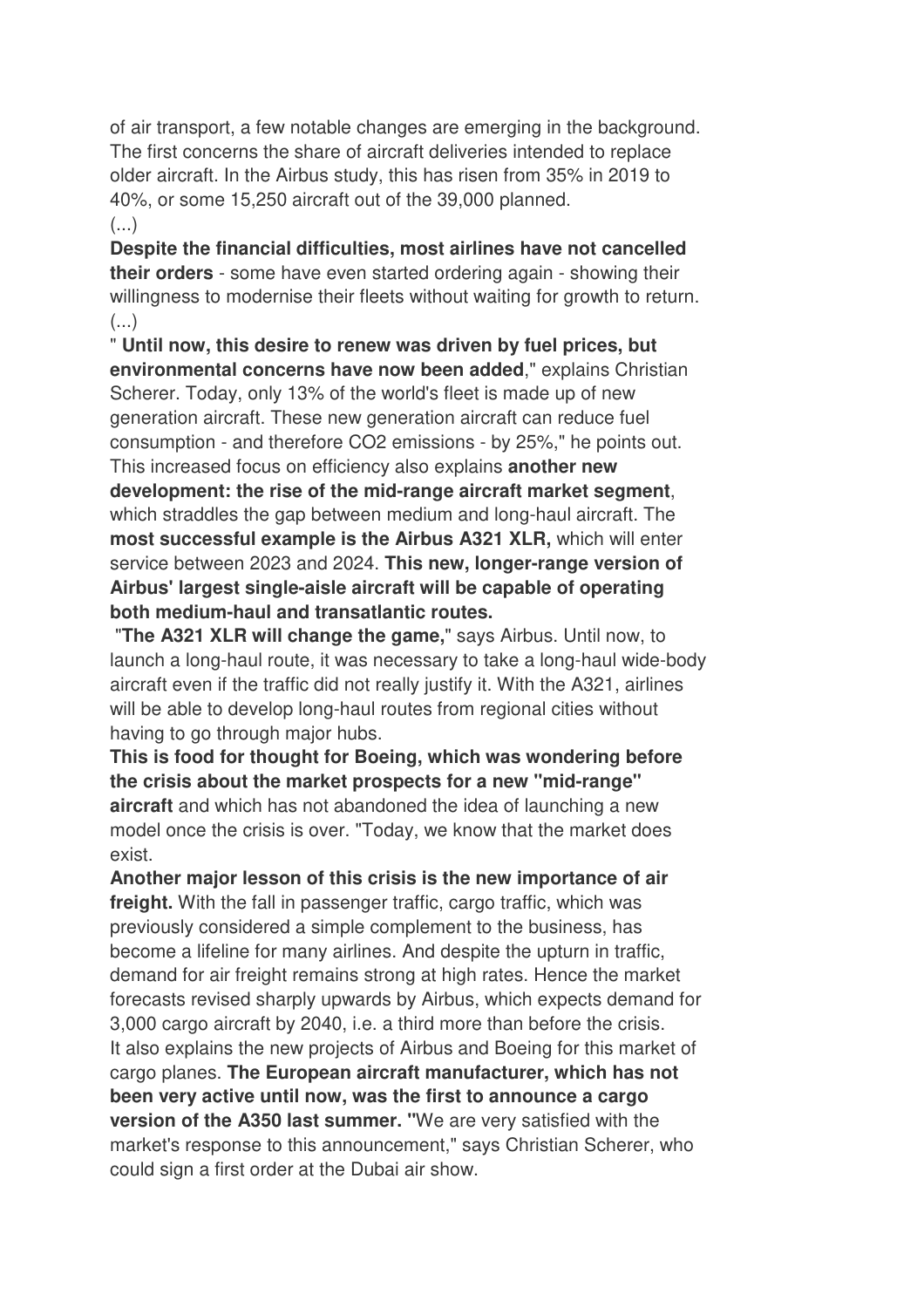of air transport, a few notable changes are emerging in the background. The first concerns the share of aircraft deliveries intended to replace older aircraft. In the Airbus study, this has risen from 35% in 2019 to 40%, or some 15,250 aircraft out of the 39,000 planned.

(...)

**Despite the financial difficulties, most airlines have not cancelled their orders** - some have even started ordering again - showing their willingness to modernise their fleets without waiting for growth to return.

(...)

" **Until now, this desire to renew was driven by fuel prices, but environmental concerns have now been added**," explains Christian Scherer. Today, only 13% of the world's fleet is made up of new generation aircraft. These new generation aircraft can reduce fuel consumption - and therefore $CO_2$ emissions - by 25%," he points out. This increased focus on efficiency also explains **another new development: the rise of the mid-range aircraft market segment**, which straddles the gap between medium and long-haul aircraft. The **most successful example is the Airbus A321 XLR,** which will enter service between 2023 and 2024. **This new, longer-range version of Airbus' largest single-aisle aircraft will be capable of operating both medium-haul and transatlantic routes.**

"**The A321 XLR will change the game,**" says Airbus. Until now, to launch a long-haul route, it was necessary to take a long-haul wide-body aircraft even if the traffic did not really justify it. With the A321, airlines will be able to develop long-haul routes from regional cities without having to go through major hubs.

**This is food for thought for Boeing, which was wondering before the crisis about the market prospects for a new "mid-range" aircraft** and which has not abandoned the idea of launching a new model once the crisis is over. "Today, we know that the market does exist.

**Another major lesson of this crisis is the new importance of air freight.** With the fall in passenger traffic, cargo traffic, which was previously considered a simple complement to the business, has become a lifeline for many airlines. And despite the upturn in traffic, demand for air freight remains strong at high rates. Hence the market forecasts revised sharply upwards by Airbus, which expects demand for 3,000 cargo aircraft by 2040, i.e. a third more than before the crisis. It also explains the new projects of Airbus and Boeing for this market of cargo planes. **The European aircraft manufacturer, which has not been very active until now, was the first to announce a cargo version of the A350 last summer. "**We are very satisfied with the market's response to this announcement," says Christian Scherer, who could sign a first order at the Dubai air show.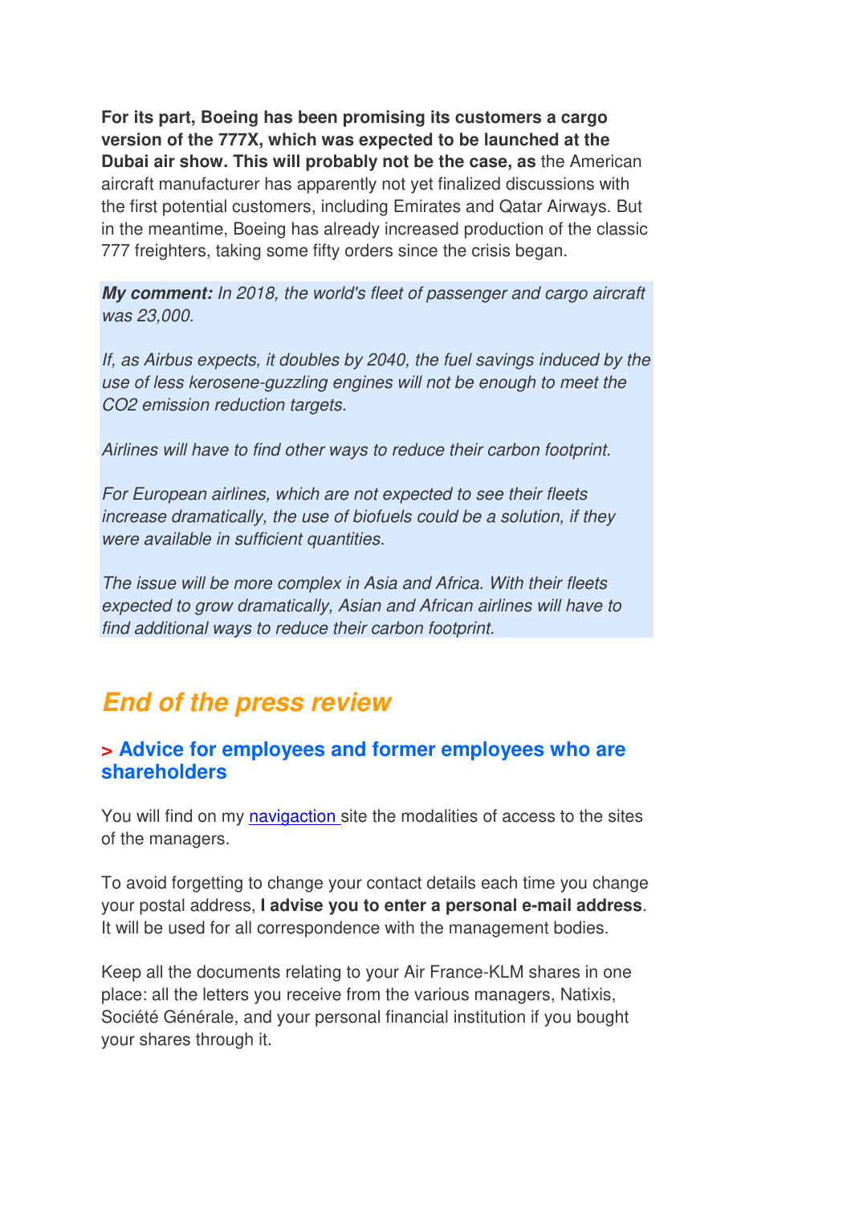**For its part, Boeing has been promising its customers a cargo version of the 777X, which was expected to be launched at the Dubai air show. This will probably not be the case, as** the American aircraft manufacturer has apparently not yet finalized discussions with the first potential customers, including Emirates and Qatar Airways. But in the meantime, Boeing has already increased production of the classic 777 freighters, taking some fifty orders since the crisis began.

***My comment:*** *In 2018, the world's fleet of passenger and cargo aircraft was 23,000.*

*If, as Airbus expects, it doubles by 2040, the fuel savings induced by the use of less kerosene-guzzling engines will not be enough to meet the $CO_2$ emission reduction targets.*

*Airlines will have to find other ways to reduce their carbon footprint.*

*For European airlines, which are not expected to see their fleets increase dramatically, the use of biofuels could be a solution, if they were available in sufficient quantities.*

*The issue will be more complex in Asia and Africa. With their fleets expected to grow dramatically, Asian and African airlines will have to find additional ways to reduce their carbon footprint.*

## *End of the press review*

### > Advice for employees and former employees who are shareholders

You will find on my navigaction site the modalities of access to the sites of the managers.

To avoid forgetting to change your contact details each time you change your postal address, **I advise you to enter a personal e-mail address**. It will be used for all correspondence with the management bodies.

Keep all the documents relating to your Air France-KLM shares in one place: all the letters you receive from the various managers, Natixis, Société Générale, and your personal financial institution if you bought your shares through it.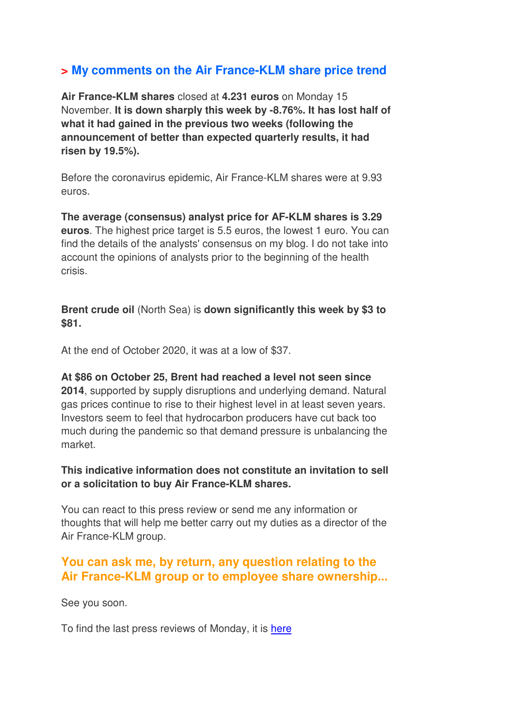## > My comments on the Air France-KLM share price trend

**Air France-KLM shares** closed at **4.231 euros** on Monday 15 November. **It is down sharply this week by -8.76%. It has lost half of what it had gained in the previous two weeks (following the announcement of better than expected quarterly results, it had risen by 19.5%).**

Before the coronavirus epidemic, Air France-KLM shares were at 9.93 euros.

**The average (consensus) analyst price for AF-KLM shares is 3.29 euros**. The highest price target is 5.5 euros, the lowest 1 euro. You can find the details of the analysts' consensus on my blog. I do not take into account the opinions of analysts prior to the beginning of the health crisis.

**Brent crude oil** (North Sea) is **down significantly this week by $3 to $81.**

At the end of October 2020, it was at a low of $37.

**At $86 on October 25, Brent had reached a level not seen since 2014**, supported by supply disruptions and underlying demand. Natural gas prices continue to rise to their highest level in at least seven years. Investors seem to feel that hydrocarbon producers have cut back too much during the pandemic so that demand pressure is unbalancing the market.

**This indicative information does not constitute an invitation to sell or a solicitation to buy Air France-KLM shares.**

You can react to this press review or send me any information or thoughts that will help me better carry out my duties as a director of the Air France-KLM group.

## You can ask me, by return, any question relating to the Air France-KLM group or to employee share ownership...

See you soon.

To find the last press reviews of Monday, it is [here]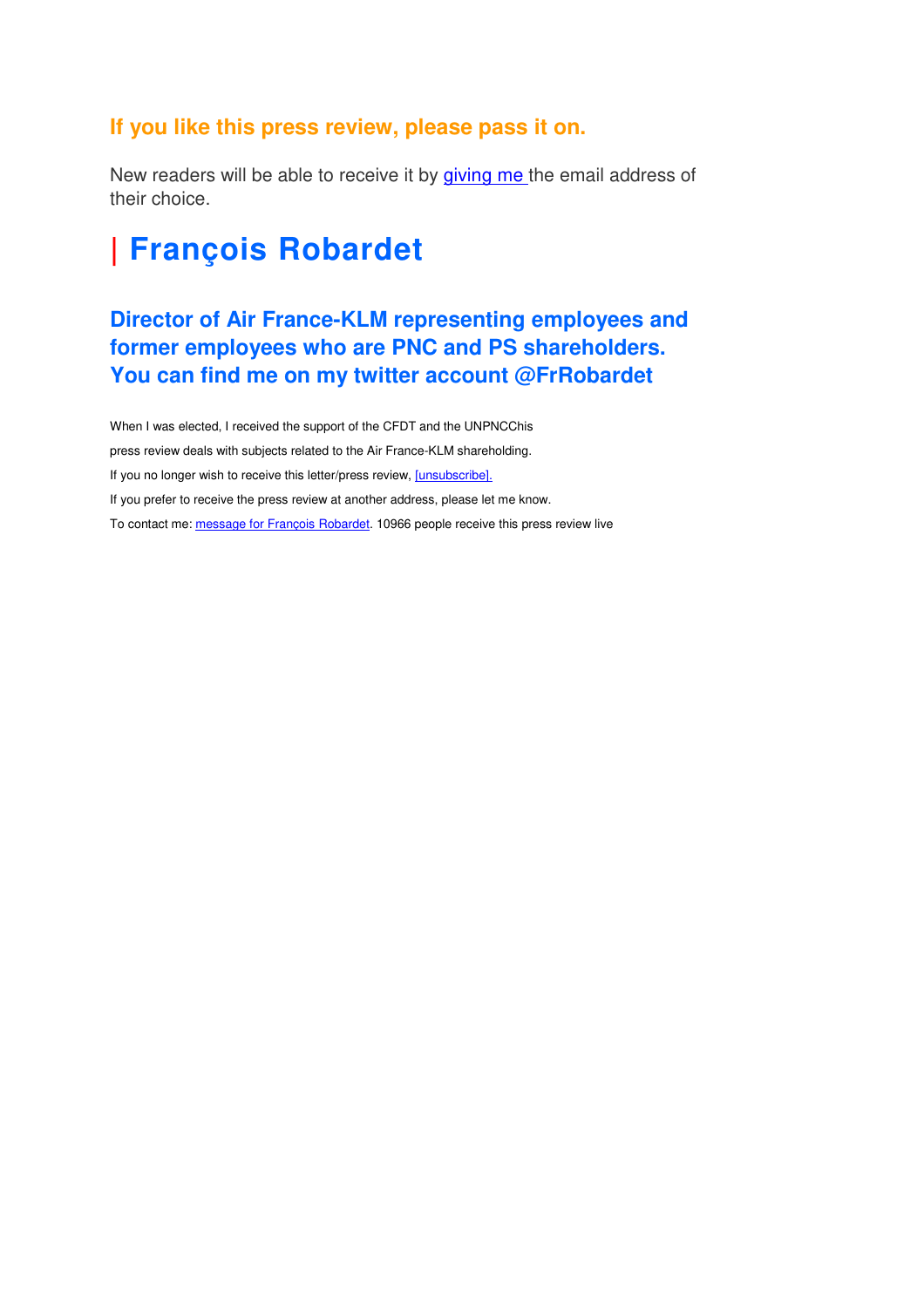## If you like this press review, please pass it on.

New readers will be able to receive it by giving me the email address of their choice.

# | François Robardet

### Director of Air France-KLM representing employees and former employees who are PNC and PS shareholders. You can find me on my twitter account @FrRobardet

When I was elected, I received the support of the CFDT and the UNPNCChis

press review deals with subjects related to the Air France-KLM shareholding.

If you no longer wish to receive this letter/press review, [unsubscribe].

If you prefer to receive the press review at another address, please let me know.

To contact me: message for François Robardet. 10966 people receive this press review live